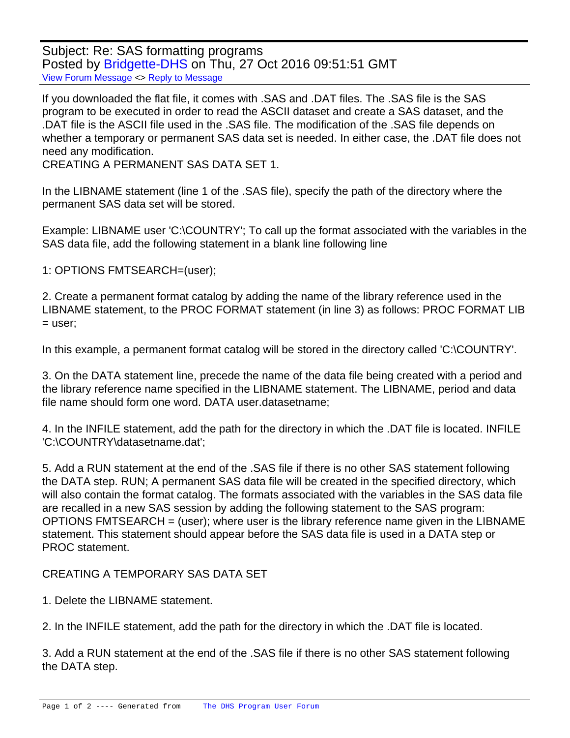Subject: Re: SAS formatting programs
Posted by Bridgette-DHS on Thu, 27 Oct 2016 09:51:51 GMT
View Forum Message <> Reply to Message

If you downloaded the flat file, it comes with .SAS and .DAT files. The .SAS file is the SAS program to be executed in order to read the ASCII dataset and create a SAS dataset, and the .DAT file is the ASCII file used in the .SAS file. The modification of the .SAS file depends on whether a temporary or permanent SAS data set is needed. In either case, the .DAT file does not need any modification.
CREATING A PERMANENT SAS DATA SET 1.

In the LIBNAME statement (line 1 of the .SAS file), specify the path of the directory where the permanent SAS data set will be stored.

Example: LIBNAME user 'C:\COUNTRY'; To call up the format associated with the variables in the SAS data file, add the following statement in a blank line following line

1: OPTIONS FMTSEARCH=(user);

2. Create a permanent format catalog by adding the name of the library reference used in the LIBNAME statement, to the PROC FORMAT statement (in line 3) as follows: PROC FORMAT LIB = user;

In this example, a permanent format catalog will be stored in the directory called 'C:\COUNTRY'.

3. On the DATA statement line, precede the name of the data file being created with a period and the library reference name specified in the LIBNAME statement. The LIBNAME, period and data file name should form one word. DATA user.datasetname;

4. In the INFILE statement, add the path for the directory in which the .DAT file is located. INFILE 'C:\COUNTRY\datasetname.dat';

5. Add a RUN statement at the end of the .SAS file if there is no other SAS statement following the DATA step. RUN; A permanent SAS data file will be created in the specified directory, which will also contain the format catalog. The formats associated with the variables in the SAS data file are recalled in a new SAS session by adding the following statement to the SAS program: OPTIONS FMTSEARCH = (user); where user is the library reference name given in the LIBNAME statement. This statement should appear before the SAS data file is used in a DATA step or PROC statement.

CREATING A TEMPORARY SAS DATA SET

1. Delete the LIBNAME statement.

2. In the INFILE statement, add the path for the directory in which the .DAT file is located.

3. Add a RUN statement at the end of the .SAS file if there is no other SAS statement following the DATA step.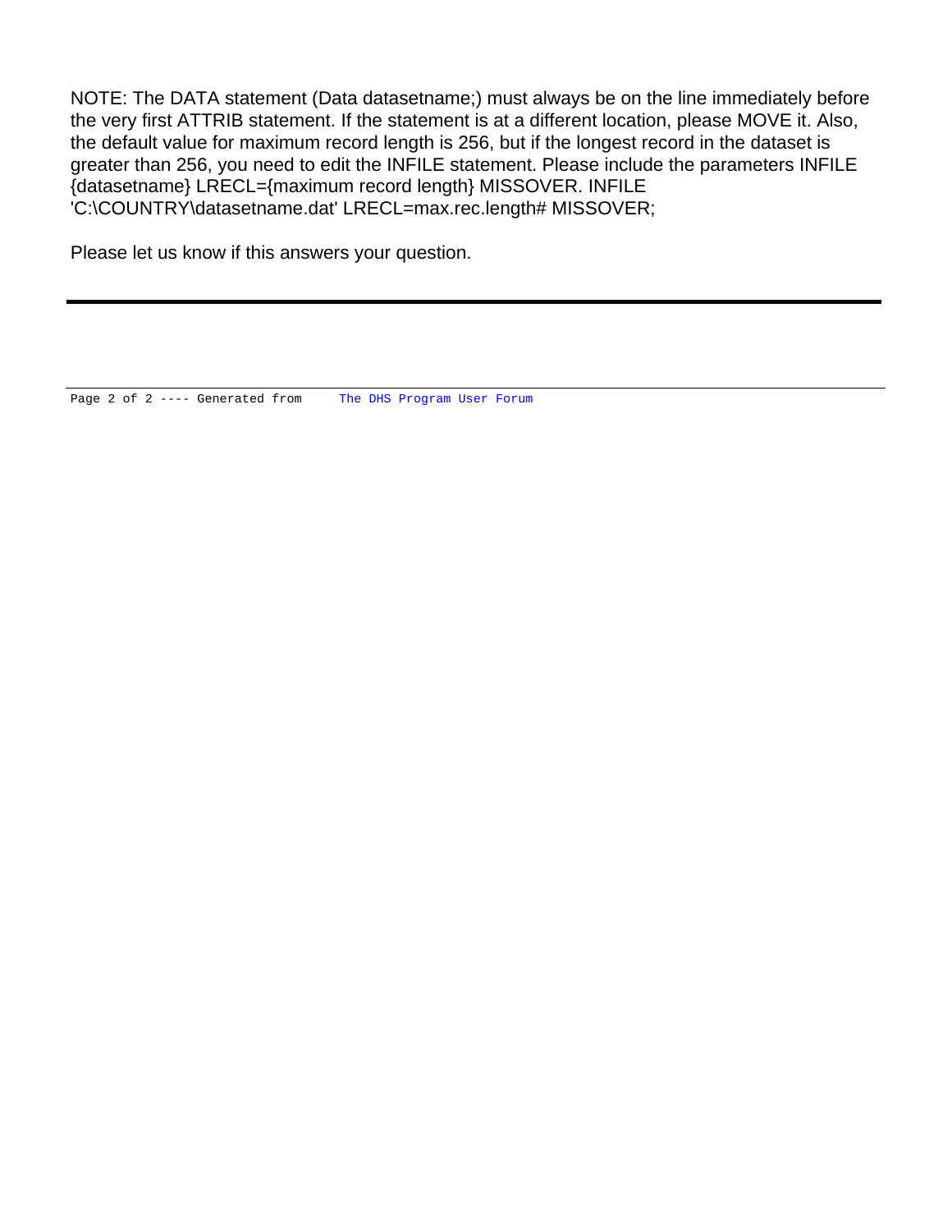NOTE: The DATA statement (Data datasetname;) must always be on the line immediately before the very first ATTRIB statement. If the statement is at a different location, please MOVE it. Also, the default value for maximum record length is 256, but if the longest record in the dataset is greater than 256, you need to edit the INFILE statement. Please include the parameters INFILE {datasetname} LRECL={maximum record length} MISSOVER. INFILE 'C:\COUNTRY\datasetname.dat' LRECL=max.rec.length# MISSOVER;

Please let us know if this answers your question.

---